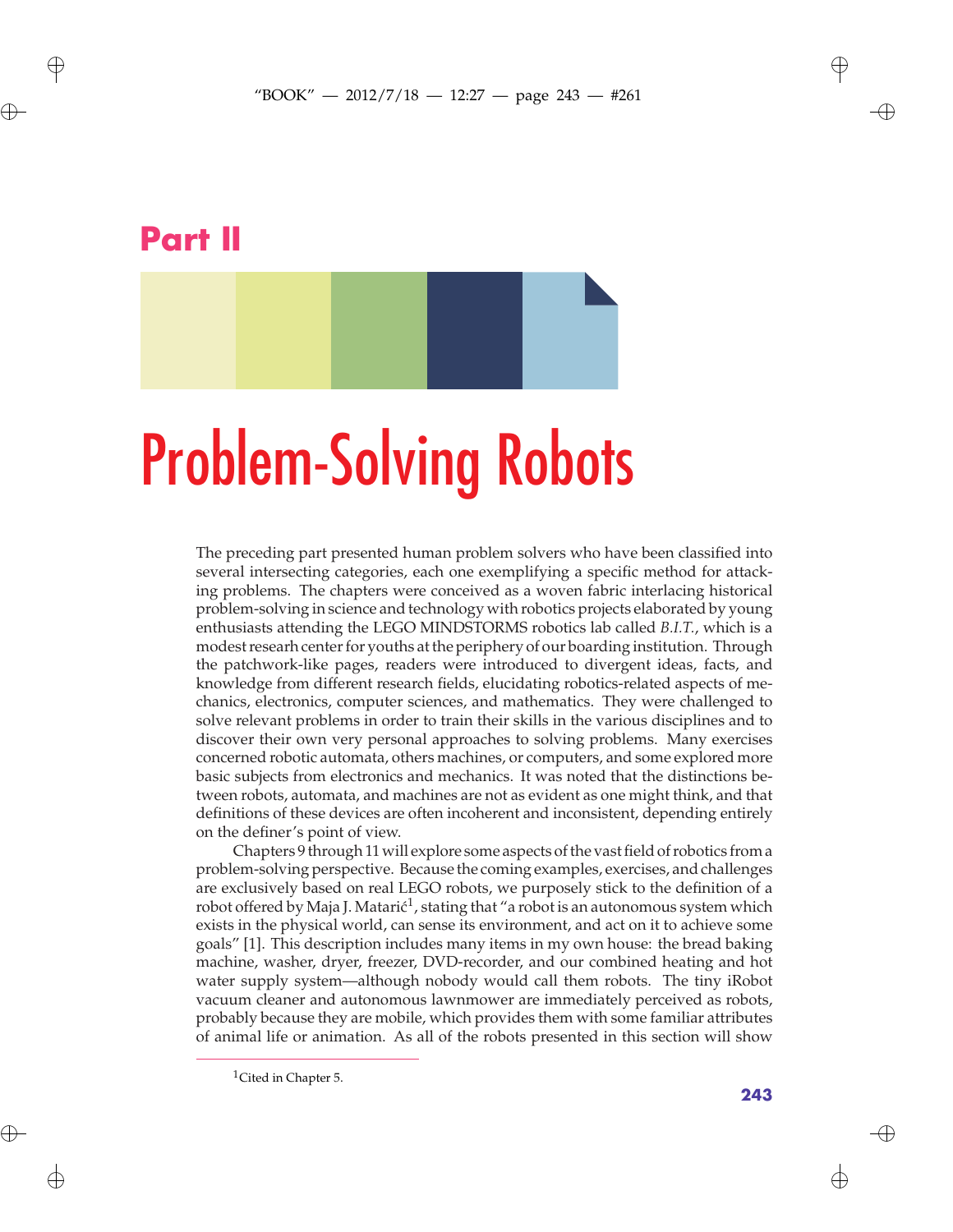# Part II

# Problem-Solving Robots

The preceding part presented human problem solvers who have been classified into several intersecting categories, each one exemplifying a specific method for attacking problems. The chapters were conceived as a woven fabric interlacing historical problem-solving in science and technology with robotics projects elaborated by young enthusiasts attending the LEGO MINDSTORMS robotics lab called *B.I.T.*, which is a modest research center for youths at the periphery of our boarding institution. Through the patchwork-like pages, readers were introduced to divergent ideas, facts, and knowledge from different research fields, elucidating robotics-related aspects of mechanics, electronics, computer sciences, and mathematics. They were challenged to solve relevant problems in order to train their skills in the various disciplines and to discover their own very personal approaches to solving problems. Many exercises concerned robotic automata, others machines, or computers, and some explored more basic subjects from electronics and mechanics. It was noted that the distinctions between robots, automata, and machines are not as evident as one might think, and that definitions of these devices are often incoherent and inconsistent, depending entirely on the definer's point of view.

Chapters 9 through 11 will explore some aspects of the vast field of robotics from a problem-solving perspective. Because the coming examples, exercises, and challenges are exclusively based on real LEGO robots, we purposely stick to the definition of a robot offered by Maja J. Matarić[1], stating that "a robot is an autonomous system which exists in the physical world, can sense its environment, and act on it to achieve some goals" [1]. This description includes many items in my own house: the bread baking machine, washer, dryer, freezer, DVD-recorder, and our combined heating and hot water supply system—although nobody would call them robots. The tiny iRobot vacuum cleaner and autonomous lawnmower are immediately perceived as robots, probably because they are mobile, which provides them with some familiar attributes of animal life or animation. As all of the robots presented in this section will show

[1] Cited in Chapter 5.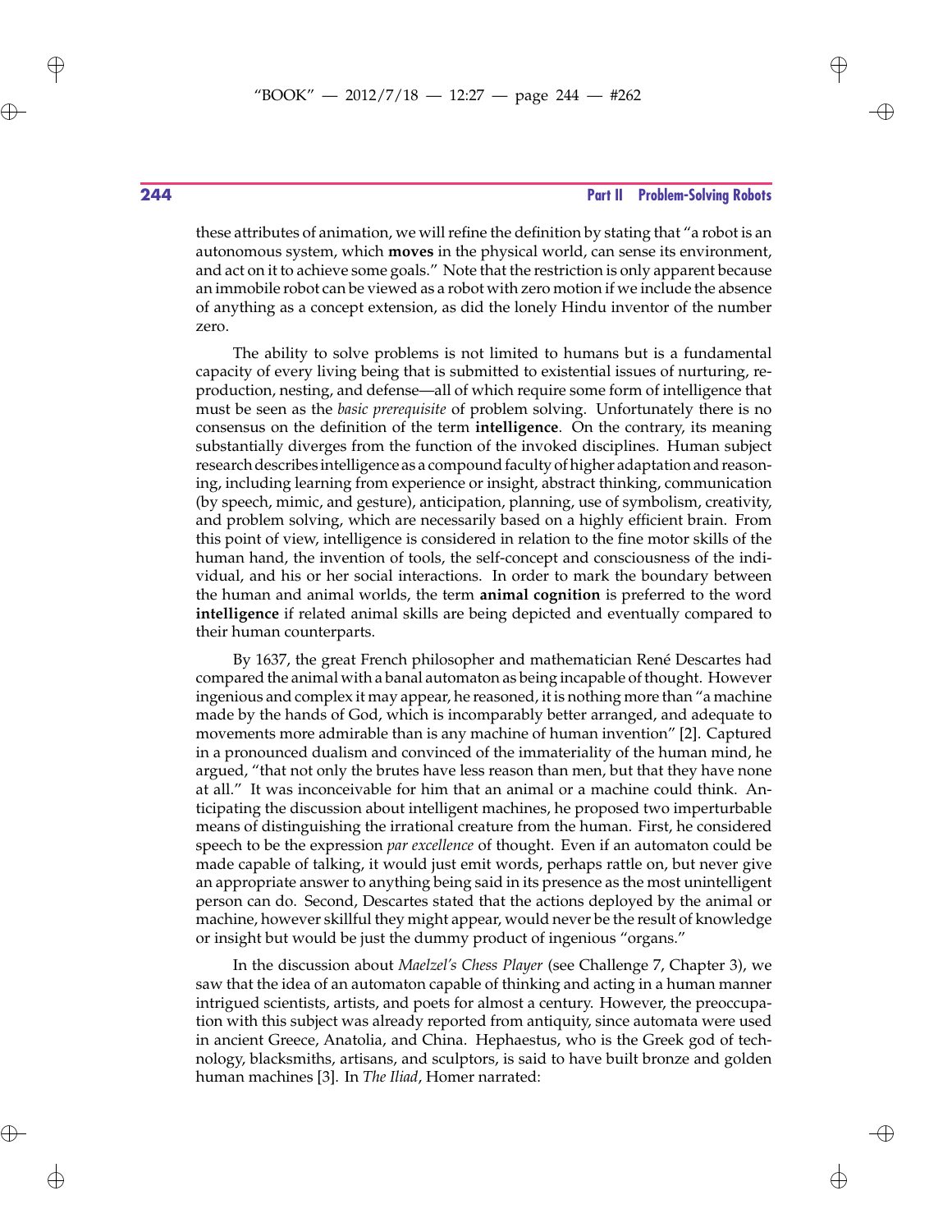these attributes of animation, we will refine the definition by stating that "a robot is an autonomous system, which **moves** in the physical world, can sense its environment, and act on it to achieve some goals." Note that the restriction is only apparent because an immobile robot can be viewed as a robot with zero motion if we include the absence of anything as a concept extension, as did the lonely Hindu inventor of the number zero.

The ability to solve problems is not limited to humans but is a fundamental capacity of every living being that is submitted to existential issues of nurturing, reproduction, nesting, and defense—all of which require some form of intelligence that must be seen as the *basic prerequisite* of problem solving. Unfortunately there is no consensus on the definition of the term **intelligence**. On the contrary, its meaning substantially diverges from the function of the invoked disciplines. Human subject research describes intelligence as a compound faculty of higher adaptation and reasoning, including learning from experience or insight, abstract thinking, communication (by speech, mimic, and gesture), anticipation, planning, use of symbolism, creativity, and problem solving, which are necessarily based on a highly efficient brain. From this point of view, intelligence is considered in relation to the fine motor skills of the human hand, the invention of tools, the self-concept and consciousness of the individual, and his or her social interactions. In order to mark the boundary between the human and animal worlds, the term **animal cognition** is preferred to the word **intelligence** if related animal skills are being depicted and eventually compared to their human counterparts.

By 1637, the great French philosopher and mathematician René Descartes had compared the animal with a banal automaton as being incapable of thought. However ingenious and complex it may appear, he reasoned, it is nothing more than "a machine made by the hands of God, which is incomparably better arranged, and adequate to movements more admirable than is any machine of human invention" [2]. Captured in a pronounced dualism and convinced of the immateriality of the human mind, he argued, "that not only the brutes have less reason than men, but that they have none at all." It was inconceivable for him that an animal or a machine could think. Anticipating the discussion about intelligent machines, he proposed two imperturbable means of distinguishing the irrational creature from the human. First, he considered speech to be the expression *par excellence* of thought. Even if an automaton could be made capable of talking, it would just emit words, perhaps rattle on, but never give an appropriate answer to anything being said in its presence as the most unintelligent person can do. Second, Descartes stated that the actions deployed by the animal or machine, however skillful they might appear, would never be the result of knowledge or insight but would be just the dummy product of ingenious "organs."

In the discussion about *Maelzel's Chess Player* (see Challenge 7, Chapter 3), we saw that the idea of an automaton capable of thinking and acting in a human manner intrigued scientists, artists, and poets for almost a century. However, the preoccupation with this subject was already reported from antiquity, since automata were used in ancient Greece, Anatolia, and China. Hephaestus, who is the Greek god of technology, blacksmiths, artisans, and sculptors, is said to have built bronze and golden human machines [3]. In *The Iliad*, Homer narrated: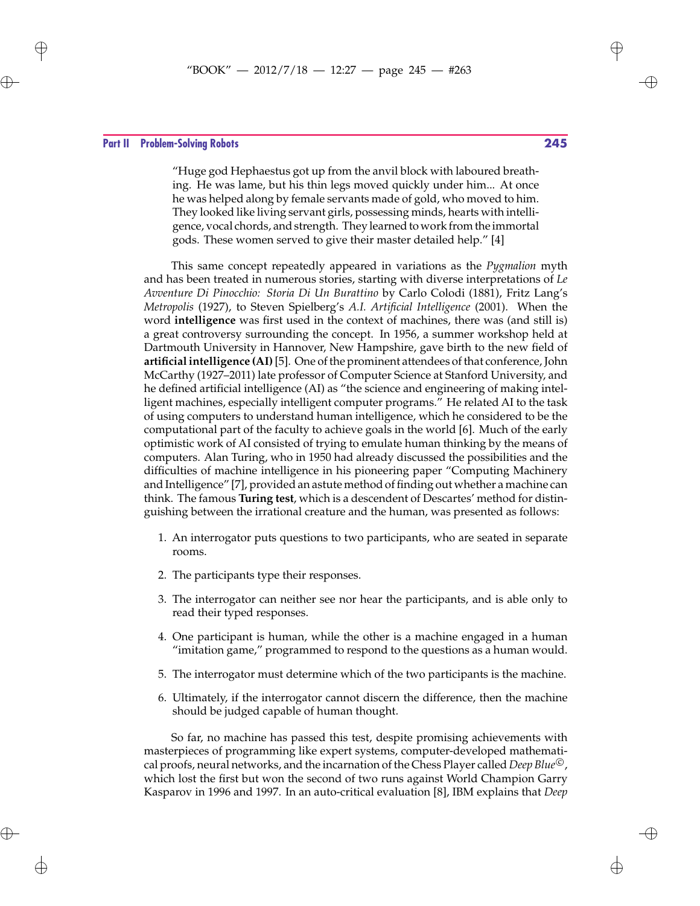> "Huge god Hephaestus got up from the anvil block with laboured breathing. He was lame, but his thin legs moved quickly under him... At once he was helped along by female servants made of gold, who moved to him. They looked like living servant girls, possessing minds, hearts with intelligence, vocal chords, and strength. They learned to work from the immortal gods. These women served to give their master detailed help." [4]

This same concept repeatedly appeared in variations as the *Pygmalion* myth and has been treated in numerous stories, starting with diverse interpretations of *Le Avventure Di Pinocchio: Storia Di Un Burattino* by Carlo Colodi (1881), Fritz Lang's *Metropolis* (1927), to Steven Spielberg's *A.I. Artificial Intelligence* (2001). When the word **intelligence** was first used in the context of machines, there was (and still is) a great controversy surrounding the concept. In 1956, a summer workshop held at Dartmouth University in Hannover, New Hampshire, gave birth to the new field of **artificial intelligence (AI)** [5]. One of the prominent attendees of that conference, John McCarthy (1927–2011) late professor of Computer Science at Stanford University, and he defined artificial intelligence (AI) as "the science and engineering of making intelligent machines, especially intelligent computer programs." He related AI to the task of using computers to understand human intelligence, which he considered to be the computational part of the faculty to achieve goals in the world [6]. Much of the early optimistic work of AI consisted of trying to emulate human thinking by the means of computers. Alan Turing, who in 1950 had already discussed the possibilities and the difficulties of machine intelligence in his pioneering paper "Computing Machinery and Intelligence" [7], provided an astute method of finding out whether a machine can think. The famous **Turing test**, which is a descendent of Descartes' method for distinguishing between the irrational creature and the human, was presented as follows:

1. An interrogator puts questions to two participants, who are seated in separate rooms.
2. The participants type their responses.
3. The interrogator can neither see nor hear the participants, and is able only to read their typed responses.
4. One participant is human, while the other is a machine engaged in a human "imitation game," programmed to respond to the questions as a human would.
5. The interrogator must determine which of the two participants is the machine.
6. Ultimately, if the interrogator cannot discern the difference, then the machine should be judged capable of human thought.

So far, no machine has passed this test, despite promising achievements with masterpieces of programming like expert systems, computer-developed mathematical proofs, neural networks, and the incarnation of the Chess Player called *Deep Blue*©, which lost the first but won the second of two runs against World Champion Garry Kasparov in 1996 and 1997. In an auto-critical evaluation [8], IBM explains that *Deep*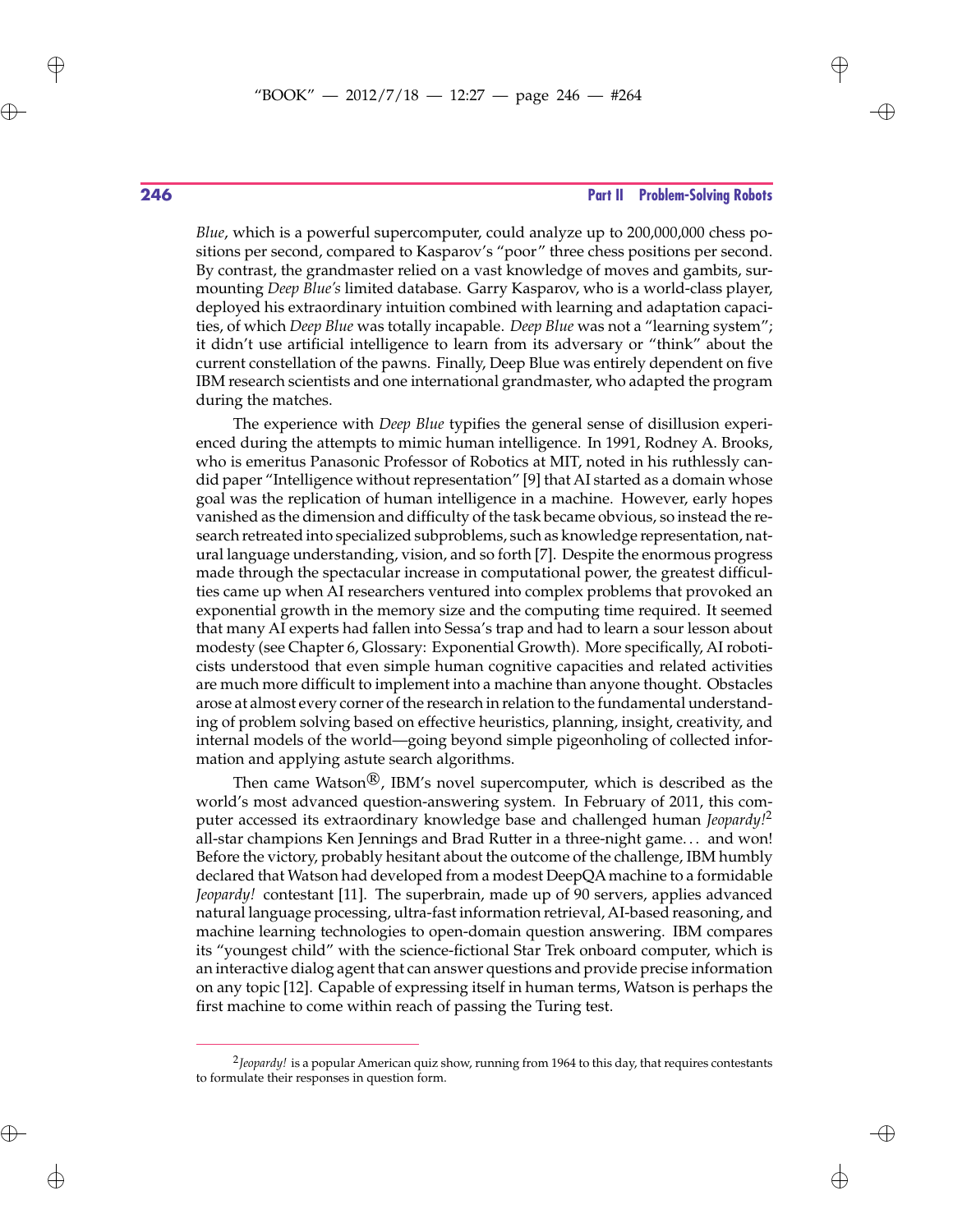*Blue*, which is a powerful supercomputer, could analyze up to 200,000,000 chess positions per second, compared to Kasparov's "poor" three chess positions per second. By contrast, the grandmaster relied on a vast knowledge of moves and gambits, surmounting *Deep Blue's* limited database. Garry Kasparov, who is a world-class player, deployed his extraordinary intuition combined with learning and adaptation capacities, of which *Deep Blue* was totally incapable. *Deep Blue* was not a "learning system"; it didn't use artificial intelligence to learn from its adversary or "think" about the current constellation of the pawns. Finally, Deep Blue was entirely dependent on five IBM research scientists and one international grandmaster, who adapted the program during the matches.

The experience with *Deep Blue* typifies the general sense of disillusion experienced during the attempts to mimic human intelligence. In 1991, Rodney A. Brooks, who is emeritus Panasonic Professor of Robotics at MIT, noted in his ruthlessly candid paper "Intelligence without representation" [9] that AI started as a domain whose goal was the replication of human intelligence in a machine. However, early hopes vanished as the dimension and difficulty of the task became obvious, so instead the research retreated into specialized subproblems, such as knowledge representation, natural language understanding, vision, and so forth [7]. Despite the enormous progress made through the spectacular increase in computational power, the greatest difficulties came up when AI researchers ventured into complex problems that provoked an exponential growth in the memory size and the computing time required. It seemed that many AI experts had fallen into Sessa's trap and had to learn a sour lesson about modesty (see Chapter 6, Glossary: Exponential Growth). More specifically, AI roboticists understood that even simple human cognitive capacities and related activities are much more difficult to implement into a machine than anyone thought. Obstacles arose at almost every corner of the research in relation to the fundamental understanding of problem solving based on effective heuristics, planning, insight, creativity, and internal models of the world—going beyond simple pigeonholing of collected information and applying astute search algorithms.

Then came Watson®, IBM's novel supercomputer, which is described as the world's most advanced question-answering system. In February of 2011, this computer accessed its extraordinary knowledge base and challenged human *Jeopardy!*[2] all-star champions Ken Jennings and Brad Rutter in a three-night game... and won! Before the victory, probably hesitant about the outcome of the challenge, IBM humbly declared that Watson had developed from a modest DeepQA machine to a formidable *Jeopardy!* contestant [11]. The superbrain, made up of 90 servers, applies advanced natural language processing, ultra-fast information retrieval, AI-based reasoning, and machine learning technologies to open-domain question answering. IBM compares its "youngest child" with the science-fictional Star Trek onboard computer, which is an interactive dialog agent that can answer questions and provide precise information on any topic [12]. Capable of expressing itself in human terms, Watson is perhaps the first machine to come within reach of passing the Turing test.

---

[2] *Jeopardy!* is a popular American quiz show, running from 1964 to this day, that requires contestants to formulate their responses in question form.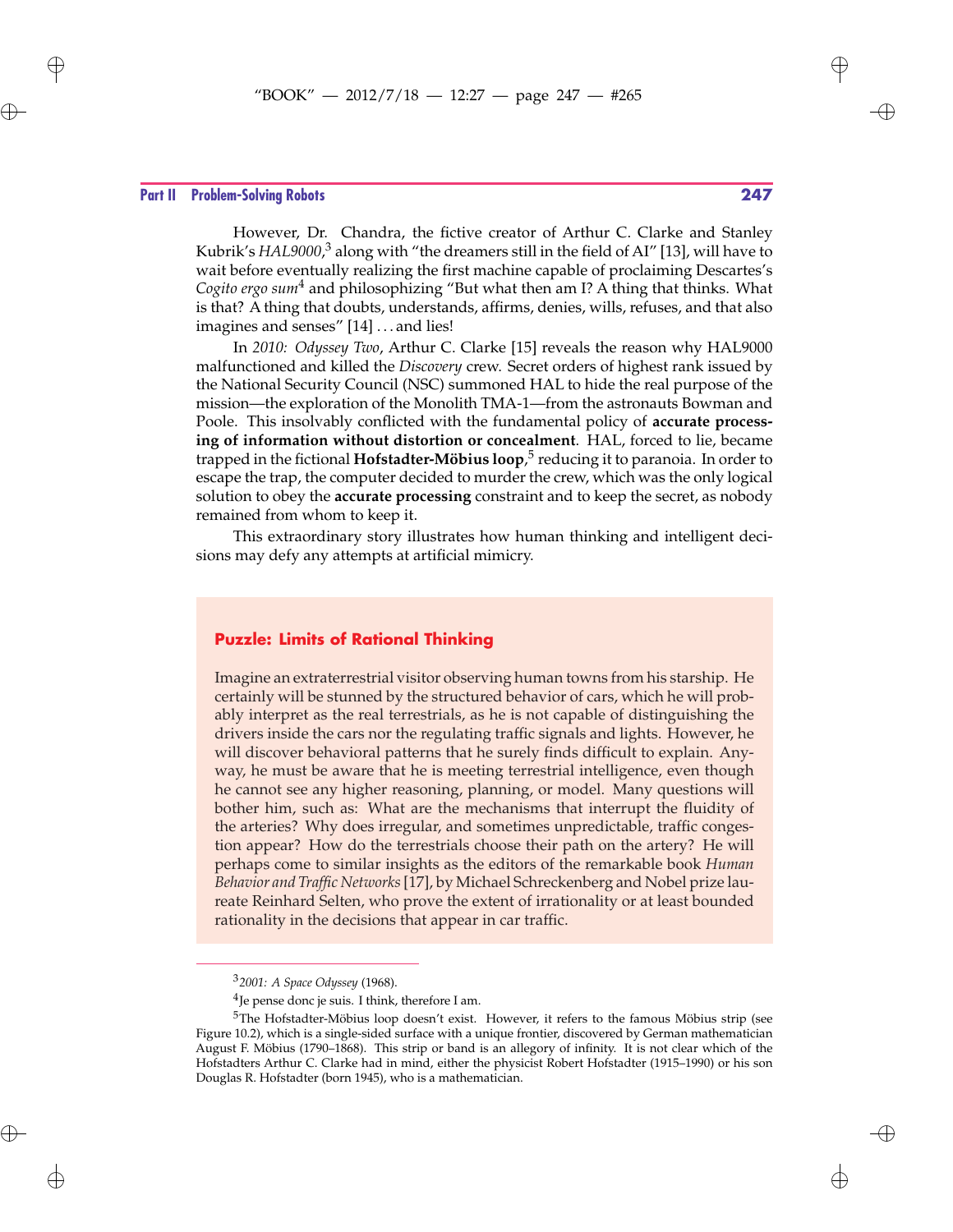However, Dr. Chandra, the fictive creator of Arthur C. Clarke and Stanley Kubrick's *HAL9000*,[3] along with "the dreamers still in the field of AI" [13], will have to wait before eventually realizing the first machine capable of proclaiming Descartes's *Cogito ergo sum*[4] and philosophizing "But what then am I? A thing that thinks. What is that? A thing that doubts, understands, affirms, denies, wills, refuses, and that also imagines and senses" [14] . . . and lies!

In *2010: Odyssey Two*, Arthur C. Clarke [15] reveals the reason why HAL9000 malfunctioned and killed the *Discovery* crew. Secret orders of highest rank issued by the National Security Council (NSC) summoned HAL to hide the real purpose of the mission—the exploration of the Monolith TMA-1—from the astronauts Bowman and Poole. This insolvably conflicted with the fundamental policy of **accurate processing of information without distortion or concealment**. HAL, forced to lie, became trapped in the fictional **Hofstadter-Möbius loop**,[5] reducing it to paranoia. In order to escape the trap, the computer decided to murder the crew, which was the only logical solution to obey the **accurate processing** constraint and to keep the secret, as nobody remained from whom to keep it.

This extraordinary story illustrates how human thinking and intelligent decisions may defy any attempts at artificial mimicry.

### Puzzle: Limits of Rational Thinking

Imagine an extraterrestrial visitor observing human towns from his starship. He certainly will be stunned by the structured behavior of cars, which he will probably interpret as the real terrestrials, as he is not capable of distinguishing the drivers inside the cars nor the regulating traffic signals and lights. However, he will discover behavioral patterns that he surely finds difficult to explain. Anyway, he must be aware that he is meeting terrestrial intelligence, even though he cannot see any higher reasoning, planning, or model. Many questions will bother him, such as: What are the mechanisms that interrupt the fluidity of the arteries? Why does irregular, and sometimes unpredictable, traffic congestion appear? How do the terrestrials choose their path on the artery? He will perhaps come to similar insights as the editors of the remarkable book *Human Behavior and Traffic Networks* [17], by Michael Schreckenberg and Nobel prize laureate Reinhard Selten, who prove the extent of irrationality or at least bounded rationality in the decisions that appear in car traffic.

---

[3] *2001: A Space Odyssey* (1968).

[4] Je pense donc je suis. I think, therefore I am.

[5] The Hofstadter-Möbius loop doesn't exist. However, it refers to the famous Möbius strip (see Figure 10.2), which is a single-sided surface with a unique frontier, discovered by German mathematician August F. Möbius (1790–1868). This strip or band is an allegory of infinity. It is not clear which of the Hofstadters Arthur C. Clarke had in mind, either the physicist Robert Hofstadter (1915–1990) or his son Douglas R. Hofstadter (born 1945), who is a mathematician.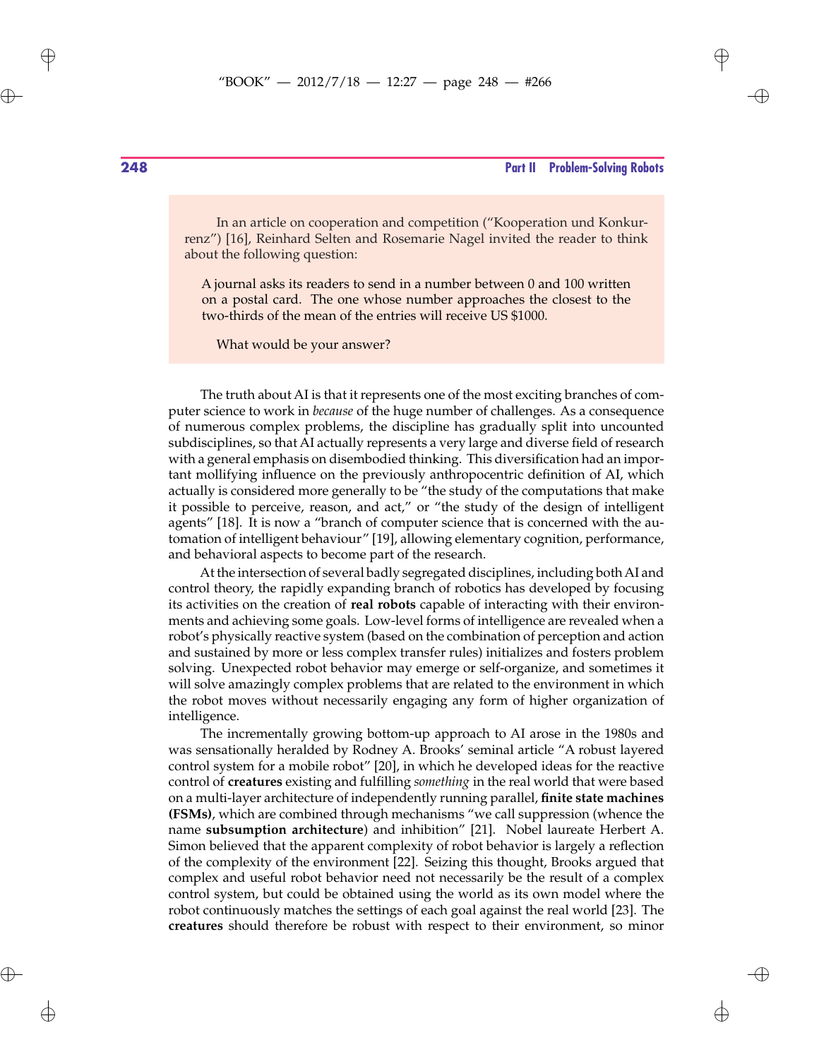In an article on cooperation and competition ("Kooperation und Konkurrenz") [16], Reinhard Selten and Rosemarie Nagel invited the reader to think about the following question:

> A journal asks its readers to send in a number between 0 and 100 written on a postal card. The one whose number approaches the closest to the two-thirds of the mean of the entries will receive US $1000.

What would be your answer?

The truth about AI is that it represents one of the most exciting branches of computer science to work in *because* of the huge number of challenges. As a consequence of numerous complex problems, the discipline has gradually split into uncounted subdisciplines, so that AI actually represents a very large and diverse field of research with a general emphasis on disembodied thinking. This diversification had an important mollifying influence on the previously anthropocentric definition of AI, which actually is considered more generally to be "the study of the computations that make it possible to perceive, reason, and act," or "the study of the design of intelligent agents" [18]. It is now a "branch of computer science that is concerned with the automation of intelligent behaviour" [19], allowing elementary cognition, performance, and behavioral aspects to become part of the research.

At the intersection of several badly segregated disciplines, including both AI and control theory, the rapidly expanding branch of robotics has developed by focusing its activities on the creation of **real robots** capable of interacting with their environments and achieving some goals. Low-level forms of intelligence are revealed when a robot's physically reactive system (based on the combination of perception and action and sustained by more or less complex transfer rules) initializes and fosters problem solving. Unexpected robot behavior may emerge or self-organize, and sometimes it will solve amazingly complex problems that are related to the environment in which the robot moves without necessarily engaging any form of higher organization of intelligence.

The incrementally growing bottom-up approach to AI arose in the 1980s and was sensationally heralded by Rodney A. Brooks' seminal article "A robust layered control system for a mobile robot" [20], in which he developed ideas for the reactive control of **creatures** existing and fulfilling *something* in the real world that were based on a multi-layer architecture of independently running parallel, **finite state machines (FSMs)**, which are combined through mechanisms "we call suppression (whence the name **subsumption architecture**) and inhibition" [21]. Nobel laureate Herbert A. Simon believed that the apparent complexity of robot behavior is largely a reflection of the complexity of the environment [22]. Seizing this thought, Brooks argued that complex and useful robot behavior need not necessarily be the result of a complex control system, but could be obtained using the world as its own model where the robot continuously matches the settings of each goal against the real world [23]. The **creatures** should therefore be robust with respect to their environment, so minor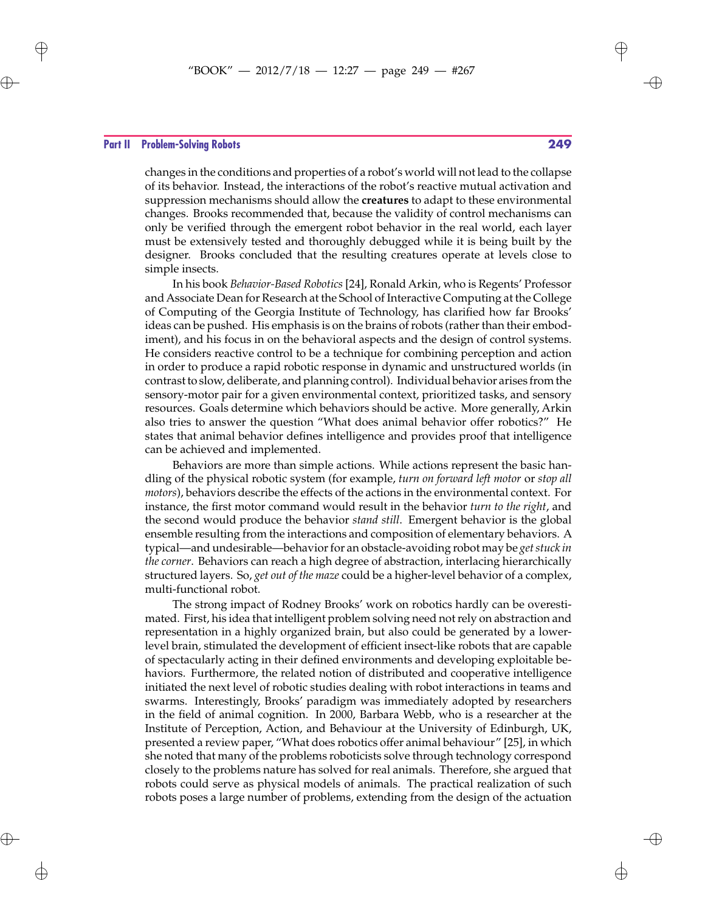changes in the conditions and properties of a robot's world will not lead to the collapse of its behavior. Instead, the interactions of the robot's reactive mutual activation and suppression mechanisms should allow the **creatures** to adapt to these environmental changes. Brooks recommended that, because the validity of control mechanisms can only be verified through the emergent robot behavior in the real world, each layer must be extensively tested and thoroughly debugged while it is being built by the designer. Brooks concluded that the resulting creatures operate at levels close to simple insects.

In his book *Behavior-Based Robotics* [24], Ronald Arkin, who is Regents' Professor and Associate Dean for Research at the School of Interactive Computing at the College of Computing of the Georgia Institute of Technology, has clarified how far Brooks' ideas can be pushed. His emphasis is on the brains of robots (rather than their embodiment), and his focus in on the behavioral aspects and the design of control systems. He considers reactive control to be a technique for combining perception and action in order to produce a rapid robotic response in dynamic and unstructured worlds (in contrast to slow, deliberate, and planning control). Individual behavior arises from the sensory-motor pair for a given environmental context, prioritized tasks, and sensory resources. Goals determine which behaviors should be active. More generally, Arkin also tries to answer the question "What does animal behavior offer robotics?" He states that animal behavior defines intelligence and provides proof that intelligence can be achieved and implemented.

Behaviors are more than simple actions. While actions represent the basic handling of the physical robotic system (for example, *turn on forward left motor* or *stop all motors*), behaviors describe the effects of the actions in the environmental context. For instance, the first motor command would result in the behavior *turn to the right*, and the second would produce the behavior *stand still*. Emergent behavior is the global ensemble resulting from the interactions and composition of elementary behaviors. A typical—and undesirable—behavior for an obstacle-avoiding robot may be *get stuck in the corner*. Behaviors can reach a high degree of abstraction, interlacing hierarchically structured layers. So, *get out of the maze* could be a higher-level behavior of a complex, multi-functional robot.

The strong impact of Rodney Brooks' work on robotics hardly can be overestimated. First, his idea that intelligent problem solving need not rely on abstraction and representation in a highly organized brain, but also could be generated by a lower-level brain, stimulated the development of efficient insect-like robots that are capable of spectacularly acting in their defined environments and developing exploitable behaviors. Furthermore, the related notion of distributed and cooperative intelligence initiated the next level of robotic studies dealing with robot interactions in teams and swarms. Interestingly, Brooks' paradigm was immediately adopted by researchers in the field of animal cognition. In 2000, Barbara Webb, who is a researcher at the Institute of Perception, Action, and Behaviour at the University of Edinburgh, UK, presented a review paper, "What does robotics offer animal behaviour" [25], in which she noted that many of the problems roboticists solve through technology correspond closely to the problems nature has solved for real animals. Therefore, she argued that robots could serve as physical models of animals. The practical realization of such robots poses a large number of problems, extending from the design of the actuation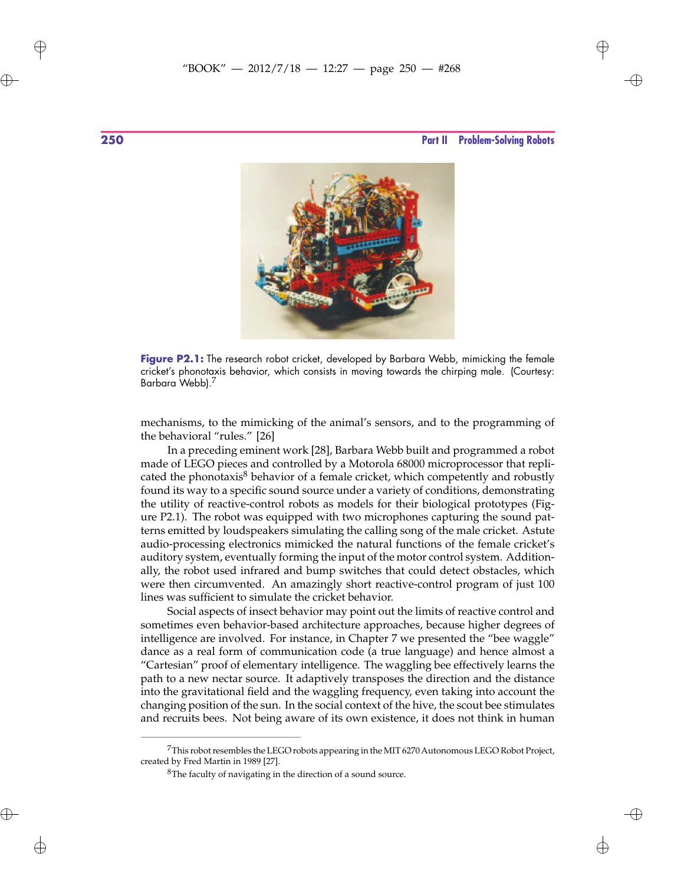Figure P2.1: The research robot cricket, developed by Barbara Webb, mimicking the female cricket's phonotaxis behavior, which consists in moving towards the chirping male. (Courtesy: Barbara Webb).[7]

mechanisms, to the mimicking of the animal's sensors, and to the programming of the behavioral "rules." [26]

In a preceding eminent work [28], Barbara Webb built and programmed a robot made of LEGO pieces and controlled by a Motorola 68000 microprocessor that replicated the phonotaxis[8] behavior of a female cricket, which competently and robustly found its way to a specific sound source under a variety of conditions, demonstrating the utility of reactive-control robots as models for their biological prototypes (Figure P2.1). The robot was equipped with two microphones capturing the sound patterns emitted by loudspeakers simulating the calling song of the male cricket. Astute audio-processing electronics mimicked the natural functions of the female cricket's auditory system, eventually forming the input of the motor control system. Additionally, the robot used infrared and bump switches that could detect obstacles, which were then circumvented. An amazingly short reactive-control program of just 100 lines was sufficient to simulate the cricket behavior.

Social aspects of insect behavior may point out the limits of reactive control and sometimes even behavior-based architecture approaches, because higher degrees of intelligence are involved. For instance, in Chapter 7 we presented the "bee waggle" dance as a real form of communication code (a true language) and hence almost a "Cartesian" proof of elementary intelligence. The waggling bee effectively learns the path to a new nectar source. It adaptively transposes the direction and the distance into the gravitational field and the waggling frequency, even taking into account the changing position of the sun. In the social context of the hive, the scout bee stimulates and recruits bees. Not being aware of its own existence, it does not think in human

---

[7] This robot resembles the LEGO robots appearing in the MIT 6270 Autonomous LEGO Robot Project, created by Fred Martin in 1989 [27].

[8] The faculty of navigating in the direction of a sound source.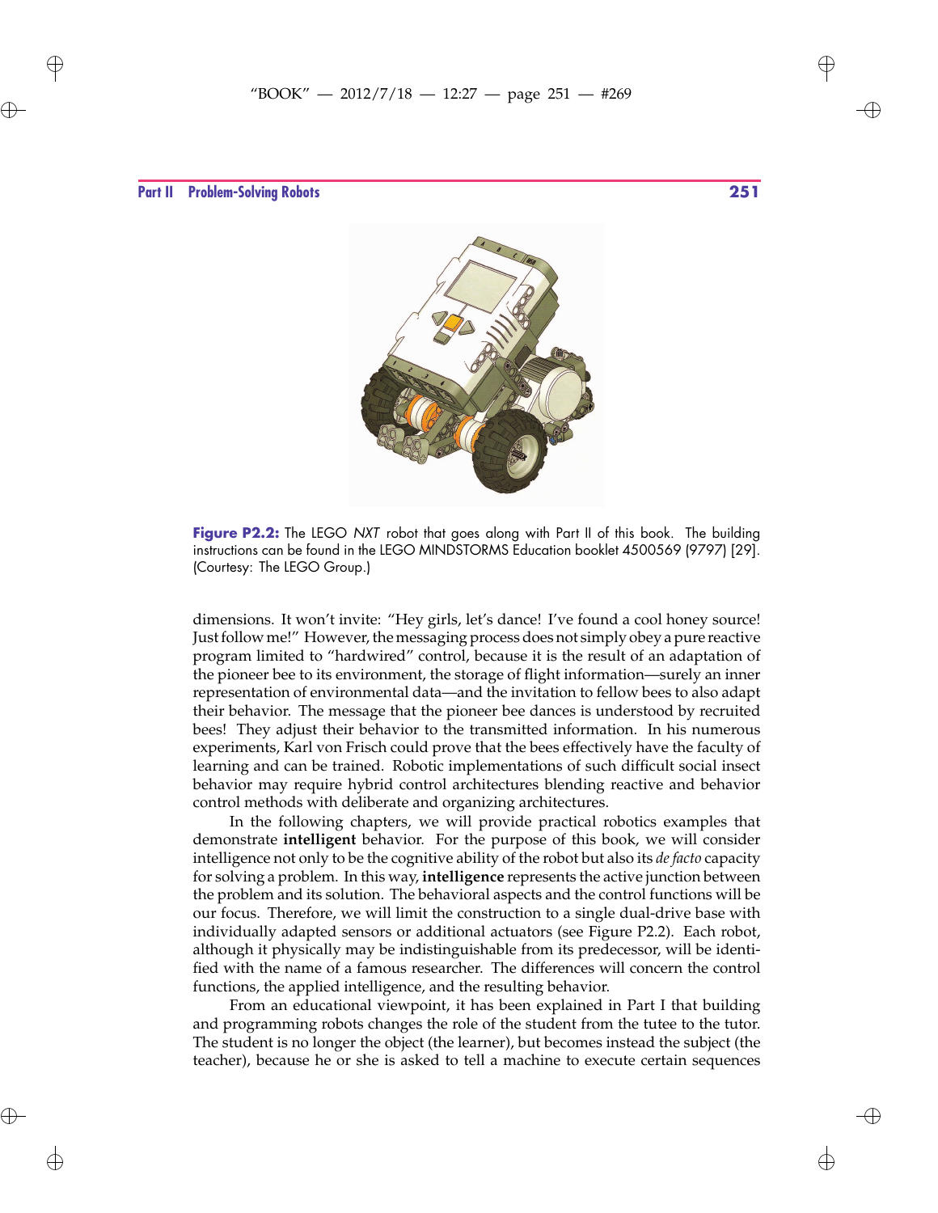Figure P2.2: The LEGO *NXT* robot that goes along with Part II of this book. The building instructions can be found in the LEGO MINDSTORMS Education booklet 4500569 (9797) [29]. (Courtesy: The LEGO Group.)

dimensions. It won't invite: "Hey girls, let's dance! I've found a cool honey source! Just follow me!" However, the messaging process does not simply obey a pure reactive program limited to "hardwired" control, because it is the result of an adaptation of the pioneer bee to its environment, the storage of flight information—surely an inner representation of environmental data—and the invitation to fellow bees to also adapt their behavior. The message that the pioneer bee dances is understood by recruited bees! They adjust their behavior to the transmitted information. In his numerous experiments, Karl von Frisch could prove that the bees effectively have the faculty of learning and can be trained. Robotic implementations of such difficult social insect behavior may require hybrid control architectures blending reactive and behavior control methods with deliberate and organizing architectures.

In the following chapters, we will provide practical robotics examples that demonstrate **intelligent** behavior. For the purpose of this book, we will consider intelligence not only to be the cognitive ability of the robot but also its *de facto* capacity for solving a problem. In this way, **intelligence** represents the active junction between the problem and its solution. The behavioral aspects and the control functions will be our focus. Therefore, we will limit the construction to a single dual-drive base with individually adapted sensors or additional actuators (see Figure P2.2). Each robot, although it physically may be indistinguishable from its predecessor, will be identified with the name of a famous researcher. The differences will concern the control functions, the applied intelligence, and the resulting behavior.

From an educational viewpoint, it has been explained in Part I that building and programming robots changes the role of the student from the tutee to the tutor. The student is no longer the object (the learner), but becomes instead the subject (the teacher), because he or she is asked to tell a machine to execute certain sequences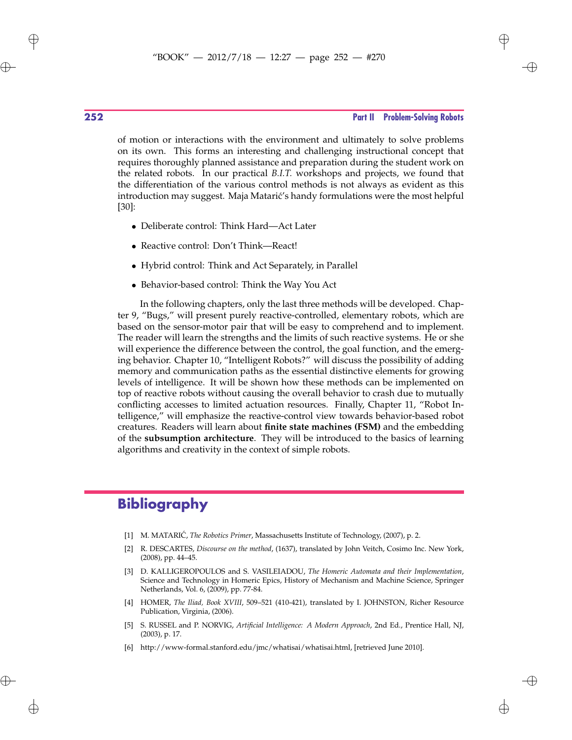of motion or interactions with the environment and ultimately to solve problems on its own. This forms an interesting and challenging instructional concept that requires thoroughly planned assistance and preparation during the student work on the related robots. In our practical *B.I.T.* workshops and projects, we found that the differentiation of the various control methods is not always as evident as this introduction may suggest. Maja Matarić's handy formulations were the most helpful [30]:

- Deliberate control: Think Hard—Act Later
- Reactive control: Don't Think—React!
- Hybrid control: Think and Act Separately, in Parallel
- Behavior-based control: Think the Way You Act

In the following chapters, only the last three methods will be developed. Chapter 9, "Bugs," will present purely reactive-controlled, elementary robots, which are based on the sensor-motor pair that will be easy to comprehend and to implement. The reader will learn the strengths and the limits of such reactive systems. He or she will experience the difference between the control, the goal function, and the emerging behavior. Chapter 10, "Intelligent Robots?" will discuss the possibility of adding memory and communication paths as the essential distinctive elements for growing levels of intelligence. It will be shown how these methods can be implemented on top of reactive robots without causing the overall behavior to crash due to mutually conflicting accesses to limited actuation resources. Finally, Chapter 11, "Robot Intelligence," will emphasize the reactive-control view towards behavior-based robot creatures. Readers will learn about **finite state machines (FSM)** and the embedding of the **subsumption architecture**. They will be introduced to the basics of learning algorithms and creativity in the context of simple robots.

## Bibliography

[1] M. MATARIĆ, *The Robotics Primer*, Massachusetts Institute of Technology, (2007), p. 2.

[2] R. DESCARTES, *Discourse on the method*, (1637), translated by John Veitch, Cosimo Inc. New York, (2008), pp. 44–45.

[3] D. KALLIGEROPOULOS and S. VASILEIADOU, *The Homeric Automata and their Implementation*, Science and Technology in Homeric Epics, History of Mechanism and Machine Science, Springer Netherlands, Vol. 6, (2009), pp. 77-84.

[4] HOMER, *The Iliad, Book XVIII*, 509–521 (410-421), translated by I. JOHNSTON, Richer Resource Publication, Virginia, (2006).

[5] S. RUSSEL and P. NORVIG, *Artificial Intelligence: A Modern Approach*, 2nd Ed., Prentice Hall, NJ, (2003), p. 17.

[6] http://www-formal.stanford.edu/jmc/whatisai/whatisai.html, [retrieved June 2010].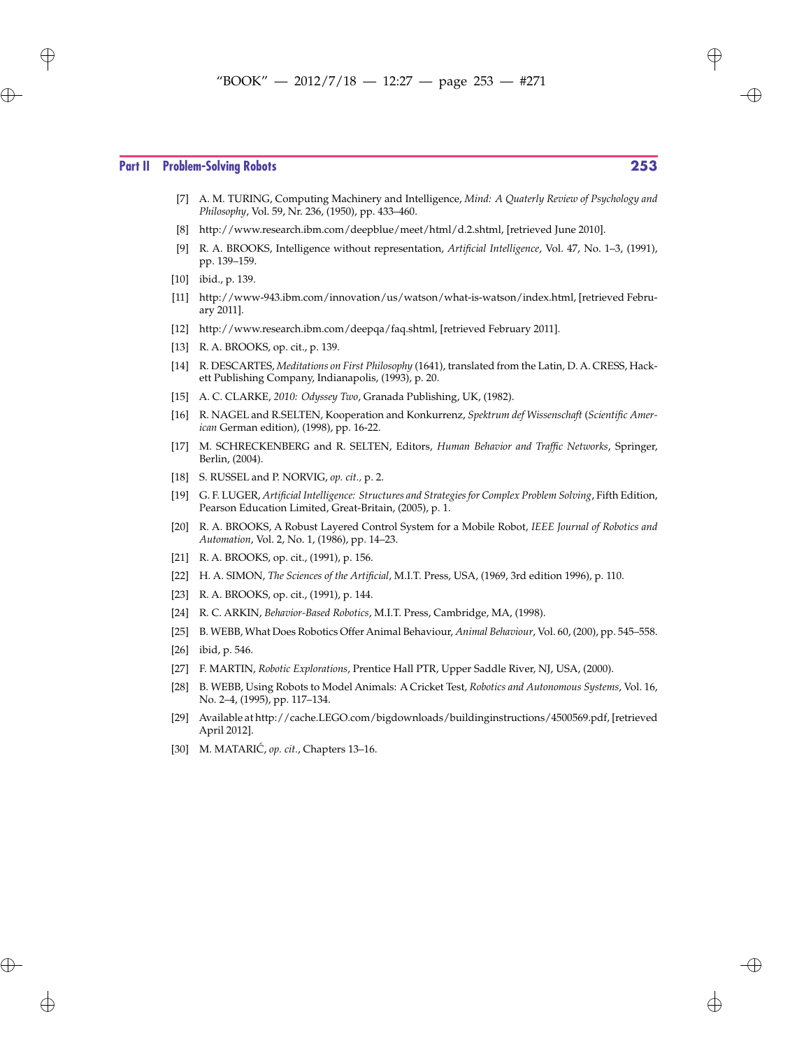[7] A. M. TURING, Computing Machinery and Intelligence, *Mind: A Quaterly Review of Psychology and Philosophy*, Vol. 59, Nr. 236, (1950), pp. 433–460.

[8] http://www.research.ibm.com/deepblue/meet/html/d.2.shtml, [retrieved June 2010].

[9] R. A. BROOKS, Intelligence without representation, *Artificial Intelligence*, Vol. 47, No. 1–3, (1991), pp. 139–159.

[10] ibid., p. 139.

[11] http://www-943.ibm.com/innovation/us/watson/what-is-watson/index.html, [retrieved February 2011].

[12] http://www.research.ibm.com/deepqa/faq.shtml, [retrieved February 2011].

[13] R. A. BROOKS, op. cit., p. 139.

[14] R. DESCARTES, *Meditations on First Philosophy* (1641), translated from the Latin, D. A. CRESS, Hackett Publishing Company, Indianapolis, (1993), p. 20.

[15] A. C. CLARKE, *2010: Odyssey Two*, Granada Publishing, UK, (1982).

[16] R. NAGEL and R.SELTEN, Kooperation and Konkurrenz, *Spektrum def Wissenschaft* (*Scientific American* German edition), (1998), pp. 16-22.

[17] M. SCHRECKENBERG and R. SELTEN, Editors, *Human Behavior and Traffic Networks*, Springer, Berlin, (2004).

[18] S. RUSSEL and P. NORVIG, *op. cit.*, p. 2.

[19] G. F. LUGER, *Artificial Intelligence: Structures and Strategies for Complex Problem Solving*, Fifth Edition, Pearson Education Limited, Great-Britain, (2005), p. 1.

[20] R. A. BROOKS, A Robust Layered Control System for a Mobile Robot, *IEEE Journal of Robotics and Automation*, Vol. 2, No. 1, (1986), pp. 14–23.

[21] R. A. BROOKS, op. cit., (1991), p. 156.

[22] H. A. SIMON, *The Sciences of the Artificial*, M.I.T. Press, USA, (1969, 3rd edition 1996), p. 110.

[23] R. A. BROOKS, op. cit., (1991), p. 144.

[24] R. C. ARKIN, *Behavior-Based Robotics*, M.I.T. Press, Cambridge, MA, (1998).

[25] B. WEBB, What Does Robotics Offer Animal Behaviour, *Animal Behaviour*, Vol. 60, (200), pp. 545–558.

[26] ibid, p. 546.

[27] F. MARTIN, *Robotic Explorations*, Prentice Hall PTR, Upper Saddle River, NJ, USA, (2000).

[28] B. WEBB, Using Robots to Model Animals: A Cricket Test, *Robotics and Autonomous Systems*, Vol. 16, No. 2–4, (1995), pp. 117–134.

[29] Available at http://cache.LEGO.com/bigdownloads/buildinginstructions/4500569.pdf, [retrieved April 2012].

[30] M. MATARIĆ, *op. cit.*, Chapters 13–16.